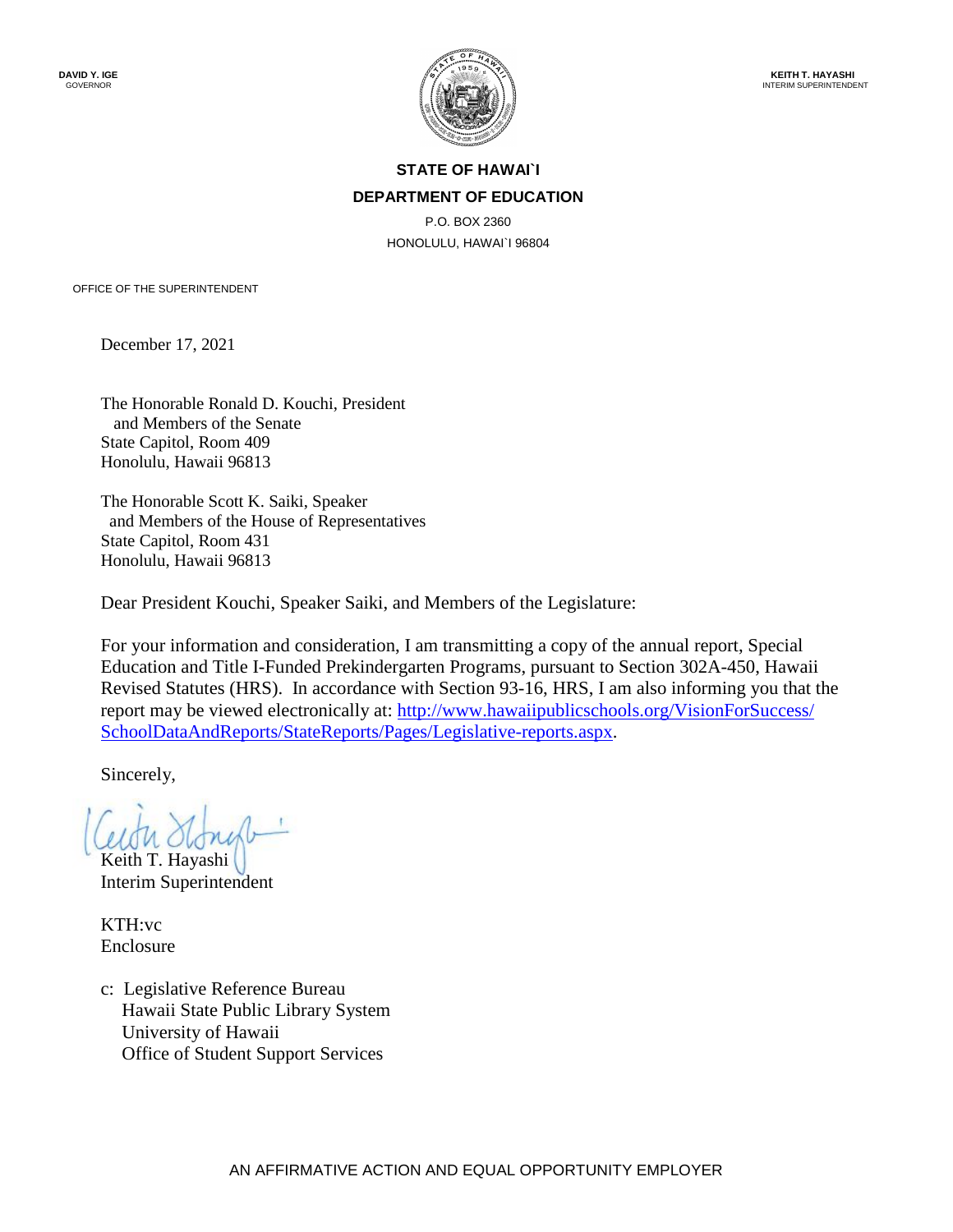**DAVID Y. IGE**
GOVERNOR

**KEITH T. HAYASHI**
INTERIM SUPERINTENDENT

**STATE OF HAWAI`I**

**DEPARTMENT OF EDUCATION**

P.O. BOX 2360
HONOLULU, HAWAI`I 96804

OFFICE OF THE SUPERINTENDENT

December 17, 2021

The Honorable Ronald D. Kouchi, President
and Members of the Senate
State Capitol, Room 409
Honolulu, Hawaii 96813

The Honorable Scott K. Saiki, Speaker
and Members of the House of Representatives
State Capitol, Room 431
Honolulu, Hawaii 96813

Dear President Kouchi, Speaker Saiki, and Members of the Legislature:

For your information and consideration, I am transmitting a copy of the annual report, Special Education and Title I-Funded Prekindergarten Programs, pursuant to Section 302A-450, Hawaii Revised Statutes (HRS). In accordance with Section 93-16, HRS, I am also informing you that the report may be viewed electronically at: [http://www.hawaiipublicschools.org/VisionForSuccess/SchoolDataAndReports/StateReports/Pages/Legislative-reports.aspx](http://www.hawaiipublicschools.org/VisionForSuccess/SchoolDataAndReports/StateReports/Pages/Legislative-reports.aspx).

Sincerely,

Keith T. Hayashi
Interim Superintendent

KTH:vc
Enclosure

c: Legislative Reference Bureau
Hawaii State Public Library System
University of Hawaii
Office of Student Support Services

AN AFFIRMATIVE ACTION AND EQUAL OPPORTUNITY EMPLOYER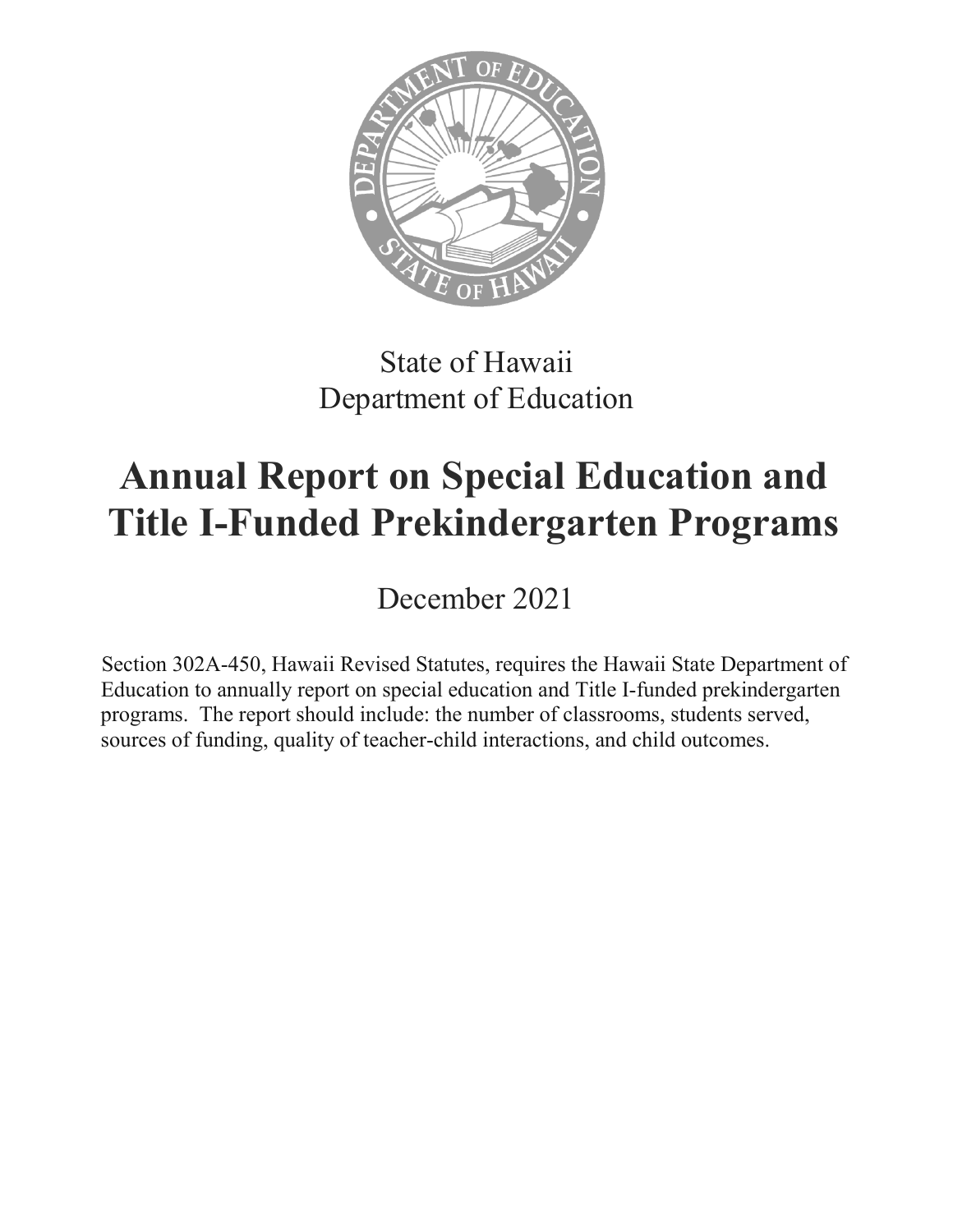State of Hawaii
Department of Education

# Annual Report on Special Education and Title I-Funded Prekindergarten Programs

December 2021

Section 302A-450, Hawaii Revised Statutes, requires the Hawaii State Department of Education to annually report on special education and Title I-funded prekindergarten programs. The report should include: the number of classrooms, students served, sources of funding, quality of teacher-child interactions, and child outcomes.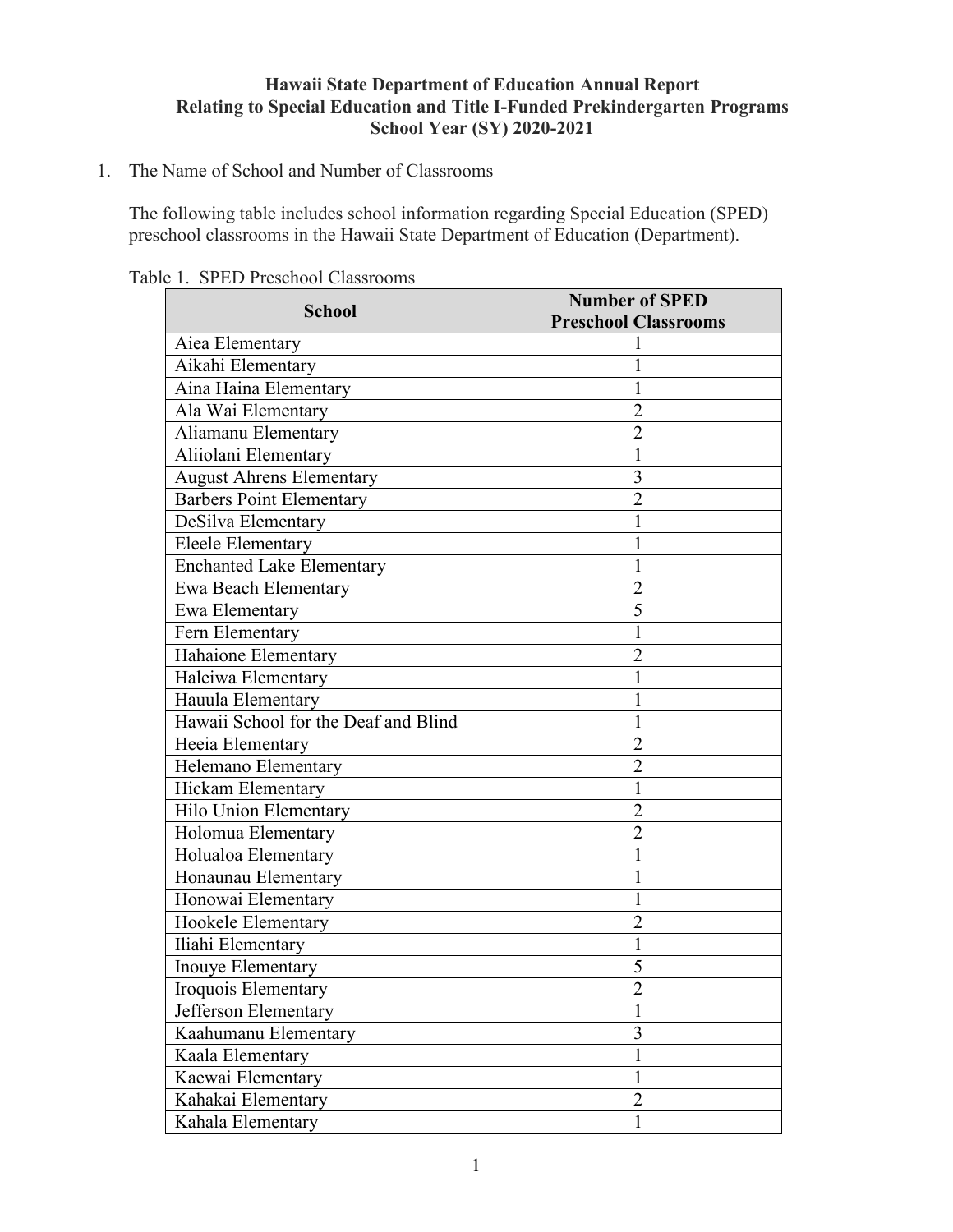**Hawaii State Department of Education Annual Report**
**Relating to Special Education and Title I-Funded Prekindergarten Programs**
**School Year (SY) 2020-2021**

1. The Name of School and Number of Classrooms

   The following table includes school information regarding Special Education (SPED) preschool classrooms in the Hawaii State Department of Education (Department).

Table 1. SPED Preschool Classrooms

| School | Number of SPED Preschool Classrooms |
|---|---|
| Aiea Elementary | 1 |
| Aikahi Elementary | 1 |
| Aina Haina Elementary | 1 |
| Ala Wai Elementary | 2 |
| Aliamanu Elementary | 2 |
| Aliiolani Elementary | 1 |
| August Ahrens Elementary | 3 |
| Barbers Point Elementary | 2 |
| DeSilva Elementary | 1 |
| Eleele Elementary | 1 |
| Enchanted Lake Elementary | 1 |
| Ewa Beach Elementary | 2 |
| Ewa Elementary | 5 |
| Fern Elementary | 1 |
| Hahaione Elementary | 2 |
| Haleiwa Elementary | 1 |
| Hauula Elementary | 1 |
| Hawaii School for the Deaf and Blind | 1 |
| Heeia Elementary | 2 |
| Helemano Elementary | 2 |
| Hickam Elementary | 1 |
| Hilo Union Elementary | 2 |
| Holomua Elementary | 2 |
| Holualoa Elementary | 1 |
| Honaunau Elementary | 1 |
| Honowai Elementary | 1 |
| Hookele Elementary | 2 |
| Iliahi Elementary | 1 |
| Inouye Elementary | 5 |
| Iroquois Elementary | 2 |
| Jefferson Elementary | 1 |
| Kaahumanu Elementary | 3 |
| Kaala Elementary | 1 |
| Kaewai Elementary | 1 |
| Kahakai Elementary | 2 |
| Kahala Elementary | 1 |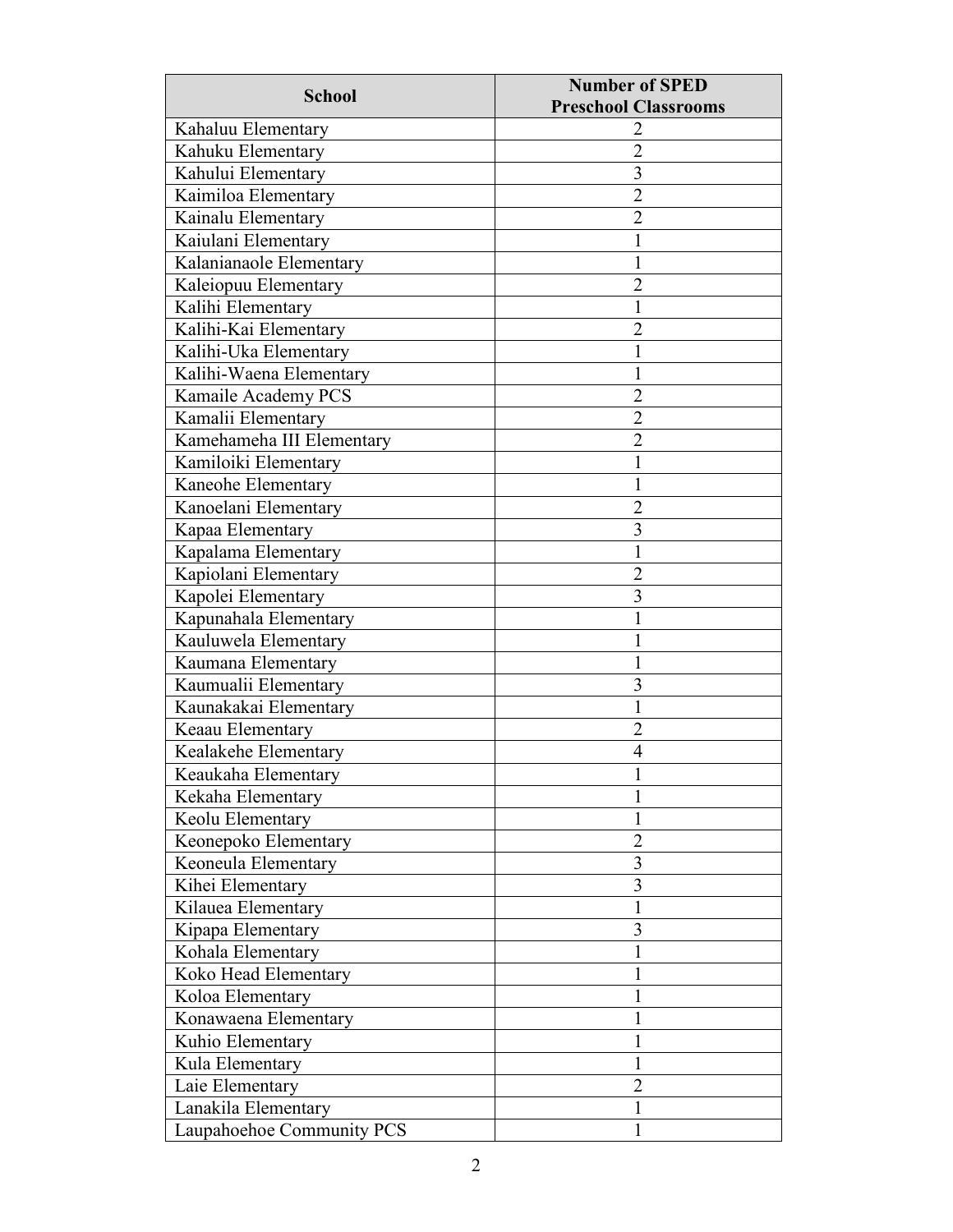| School | Number of SPED Preschool Classrooms |
| --- | --- |
| Kahaluu Elementary | 2 |
| Kahuku Elementary | 2 |
| Kahului Elementary | 3 |
| Kaimiloa Elementary | 2 |
| Kainalu Elementary | 2 |
| Kaiulani Elementary | 1 |
| Kalanianaole Elementary | 1 |
| Kaleiopuu Elementary | 2 |
| Kalihi Elementary | 1 |
| Kalihi-Kai Elementary | 2 |
| Kalihi-Uka Elementary | 1 |
| Kalihi-Waena Elementary | 1 |
| Kamaile Academy PCS | 2 |
| Kamalii Elementary | 2 |
| Kamehameha III Elementary | 2 |
| Kamiloiki Elementary | 1 |
| Kaneohe Elementary | 1 |
| Kanoelani Elementary | 2 |
| Kapaa Elementary | 3 |
| Kapalama Elementary | 1 |
| Kapiolani Elementary | 2 |
| Kapolei Elementary | 3 |
| Kapunahala Elementary | 1 |
| Kauluwela Elementary | 1 |
| Kaumana Elementary | 1 |
| Kaumualii Elementary | 3 |
| Kaunakakai Elementary | 1 |
| Keaau Elementary | 2 |
| Kealakehe Elementary | 4 |
| Keaukaha Elementary | 1 |
| Kekaha Elementary | 1 |
| Keolu Elementary | 1 |
| Keonepoko Elementary | 2 |
| Keoneula Elementary | 3 |
| Kihei Elementary | 3 |
| Kilauea Elementary | 1 |
| Kipapa Elementary | 3 |
| Kohala Elementary | 1 |
| Koko Head Elementary | 1 |
| Koloa Elementary | 1 |
| Konawaena Elementary | 1 |
| Kuhio Elementary | 1 |
| Kula Elementary | 1 |
| Laie Elementary | 2 |
| Lanakila Elementary | 1 |
| Laupahoehoe Community PCS | 1 |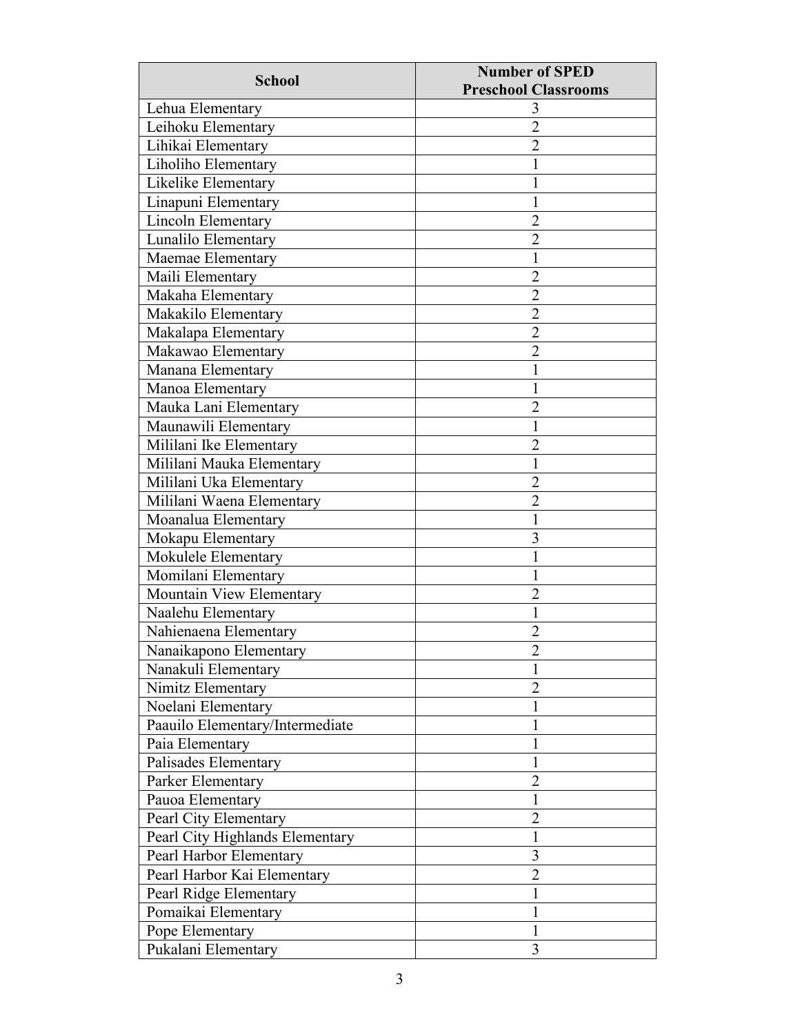| School | Number of SPED Preschool Classrooms |
|---|---|
| Lehua Elementary | 3 |
| Leihoku Elementary | 2 |
| Lihikai Elementary | 2 |
| Liholiho Elementary | 1 |
| Likelike Elementary | 1 |
| Linapuni Elementary | 1 |
| Lincoln Elementary | 2 |
| Lunalilo Elementary | 2 |
| Maemae Elementary | 1 |
| Maili Elementary | 2 |
| Makaha Elementary | 2 |
| Makakilo Elementary | 2 |
| Makalapa Elementary | 2 |
| Makawao Elementary | 2 |
| Manana Elementary | 1 |
| Manoa Elementary | 1 |
| Mauka Lani Elementary | 2 |
| Maunawili Elementary | 1 |
| Mililani Ike Elementary | 2 |
| Mililani Mauka Elementary | 1 |
| Mililani Uka Elementary | 2 |
| Mililani Waena Elementary | 2 |
| Moanalua Elementary | 1 |
| Mokapu Elementary | 3 |
| Mokulele Elementary | 1 |
| Momilani Elementary | 1 |
| Mountain View Elementary | 2 |
| Naalehu Elementary | 1 |
| Nahienaena Elementary | 2 |
| Nanaikapono Elementary | 2 |
| Nanakuli Elementary | 1 |
| Nimitz Elementary | 2 |
| Noelani Elementary | 1 |
| Paauilo Elementary/Intermediate | 1 |
| Paia Elementary | 1 |
| Palisades Elementary | 1 |
| Parker Elementary | 2 |
| Pauoa Elementary | 1 |
| Pearl City Elementary | 2 |
| Pearl City Highlands Elementary | 1 |
| Pearl Harbor Elementary | 3 |
| Pearl Harbor Kai Elementary | 2 |
| Pearl Ridge Elementary | 1 |
| Pomaikai Elementary | 1 |
| Pope Elementary | 1 |
| Pukalani Elementary | 3 |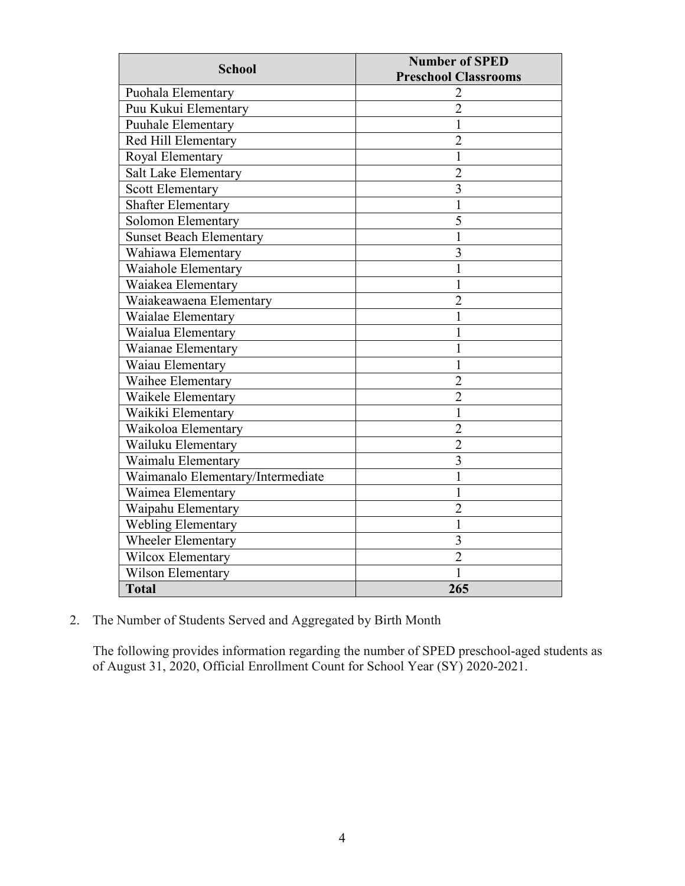| School | Number of SPED Preschool Classrooms |
|---|---|
| Puohala Elementary | 2 |
| Puu Kukui Elementary | 2 |
| Puuhale Elementary | 1 |
| Red Hill Elementary | 2 |
| Royal Elementary | 1 |
| Salt Lake Elementary | 2 |
| Scott Elementary | 3 |
| Shafter Elementary | 1 |
| Solomon Elementary | 5 |
| Sunset Beach Elementary | 1 |
| Wahiawa Elementary | 3 |
| Waiahole Elementary | 1 |
| Waiakea Elementary | 1 |
| Waiakeawaena Elementary | 2 |
| Waialae Elementary | 1 |
| Waialua Elementary | 1 |
| Waianae Elementary | 1 |
| Waiau Elementary | 1 |
| Waihee Elementary | 2 |
| Waikele Elementary | 2 |
| Waikiki Elementary | 1 |
| Waikoloa Elementary | 2 |
| Wailuku Elementary | 2 |
| Waimalu Elementary | 3 |
| Waimanalo Elementary/Intermediate | 1 |
| Waimea Elementary | 1 |
| Waipahu Elementary | 2 |
| Webling Elementary | 1 |
| Wheeler Elementary | 3 |
| Wilcox Elementary | 2 |
| Wilson Elementary | 1 |
| **Total** | **265** |

2. The Number of Students Served and Aggregated by Birth Month

   The following provides information regarding the number of SPED preschool-aged students as of August 31, 2020, Official Enrollment Count for School Year (SY) 2020-2021.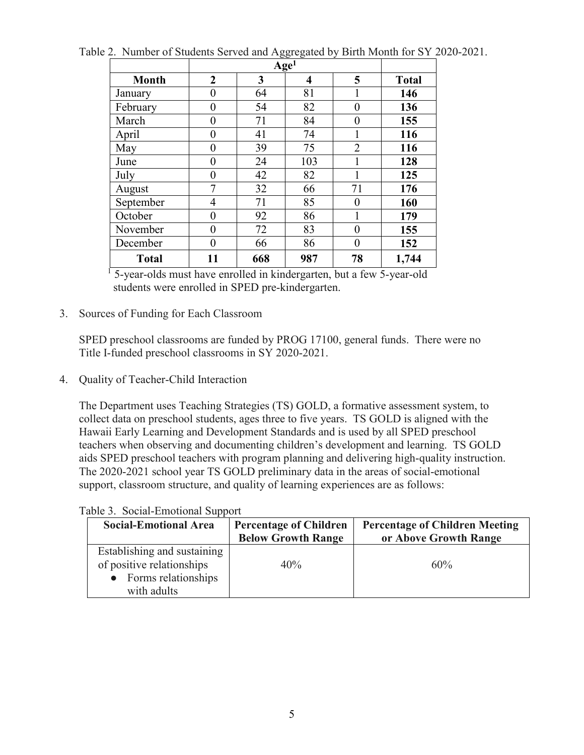Table 2. Number of Students Served and Aggregated by Birth Month for SY 2020-2021.

| | Age[1] | | | | |
|---|---|---|---|---|---|
| **Month** | **2** | **3** | **4** | **5** | **Total** |
| January | 0 | 64 | 81 | 1 | **146** |
| February | 0 | 54 | 82 | 0 | **136** |
| March | 0 | 71 | 84 | 0 | **155** |
| April | 0 | 41 | 74 | 1 | **116** |
| May | 0 | 39 | 75 | 2 | **116** |
| June | 0 | 24 | 103 | 1 | **128** |
| July | 0 | 42 | 82 | 1 | **125** |
| August | 7 | 32 | 66 | 71 | **176** |
| September | 4 | 71 | 85 | 0 | **160** |
| October | 0 | 92 | 86 | 1 | **179** |
| November | 0 | 72 | 83 | 0 | **155** |
| December | 0 | 66 | 86 | 0 | **152** |
| **Total** | **11** | **668** | **987** | **78** | **1,744** |

[1] 5-year-olds must have enrolled in kindergarten, but a few 5-year-old students were enrolled in SPED pre-kindergarten.

3. Sources of Funding for Each Classroom

   SPED preschool classrooms are funded by PROG 17100, general funds. There were no Title I-funded preschool classrooms in SY 2020-2021.

4. Quality of Teacher-Child Interaction

   The Department uses Teaching Strategies (TS) GOLD, a formative assessment system, to collect data on preschool students, ages three to five years. TS GOLD is aligned with the Hawaii Early Learning and Development Standards and is used by all SPED preschool teachers when observing and documenting children's development and learning. TS GOLD aids SPED preschool teachers with program planning and delivering high-quality instruction. The 2020-2021 school year TS GOLD preliminary data in the areas of social-emotional support, classroom structure, and quality of learning experiences are as follows:

Table 3. Social-Emotional Support

| Social-Emotional Area | Percentage of Children Below Growth Range | Percentage of Children Meeting or Above Growth Range |
|---|---|---|
| Establishing and sustaining of positive relationships<br>• Forms relationships with adults | 40% | 60% |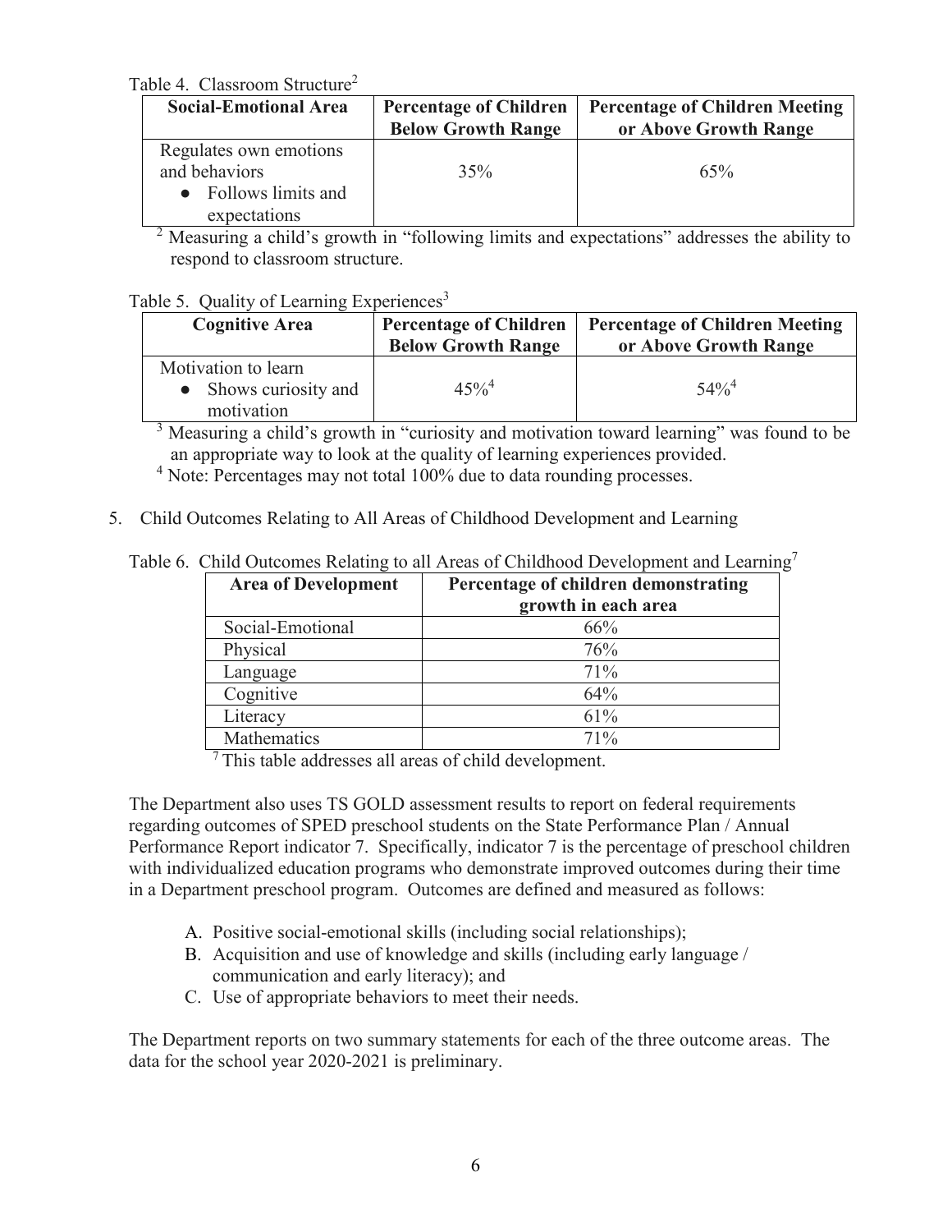Table 4. Classroom Structure[2]

| Social-Emotional Area | Percentage of Children Below Growth Range | Percentage of Children Meeting or Above Growth Range |
|---|---|---|
| Regulates own emotions and behaviors • Follows limits and expectations | 35% | 65% |

[2] Measuring a child's growth in "following limits and expectations" addresses the ability to respond to classroom structure.

Table 5. Quality of Learning Experiences[3]

| Cognitive Area | Percentage of Children Below Growth Range | Percentage of Children Meeting or Above Growth Range |
|---|---|---|
| Motivation to learn • Shows curiosity and motivation | 45%[4] | 54%[4] |

[3] Measuring a child's growth in "curiosity and motivation toward learning" was found to be an appropriate way to look at the quality of learning experiences provided.

[4] Note: Percentages may not total 100% due to data rounding processes.

5. Child Outcomes Relating to All Areas of Childhood Development and Learning

Table 6. Child Outcomes Relating to all Areas of Childhood Development and Learning[7]

| Area of Development | Percentage of children demonstrating growth in each area |
|---|---|
| Social-Emotional | 66% |
| Physical | 76% |
| Language | 71% |
| Cognitive | 64% |
| Literacy | 61% |
| Mathematics | 71% |

[7] This table addresses all areas of child development.

The Department also uses TS GOLD assessment results to report on federal requirements regarding outcomes of SPED preschool students on the State Performance Plan / Annual Performance Report indicator 7. Specifically, indicator 7 is the percentage of preschool children with individualized education programs who demonstrate improved outcomes during their time in a Department preschool program. Outcomes are defined and measured as follows:

A. Positive social-emotional skills (including social relationships);
B. Acquisition and use of knowledge and skills (including early language / communication and early literacy); and
C. Use of appropriate behaviors to meet their needs.

The Department reports on two summary statements for each of the three outcome areas. The data for the school year 2020-2021 is preliminary.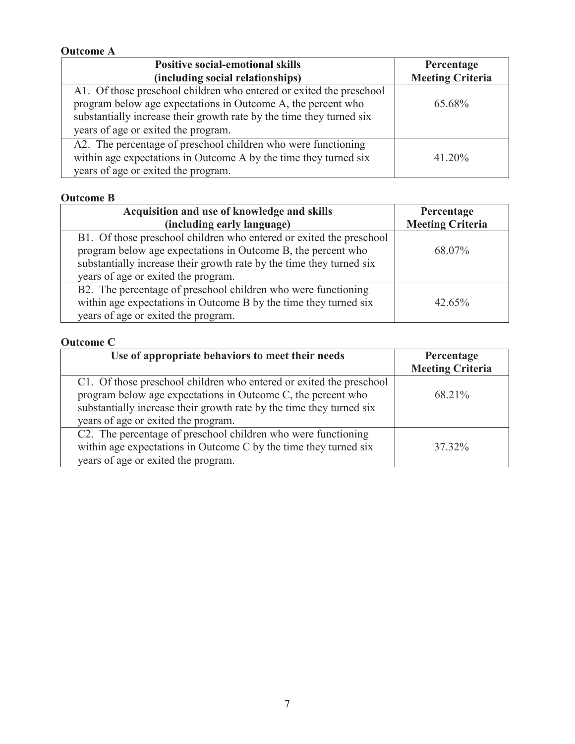**Outcome A**

| Positive social-emotional skills (including social relationships) | Percentage Meeting Criteria |
|---|---|
| A1. Of those preschool children who entered or exited the preschool program below age expectations in Outcome A, the percent who substantially increase their growth rate by the time they turned six years of age or exited the program. | 65.68% |
| A2. The percentage of preschool children who were functioning within age expectations in Outcome A by the time they turned six years of age or exited the program. | 41.20% |

**Outcome B**

| Acquisition and use of knowledge and skills (including early language) | Percentage Meeting Criteria |
|---|---|
| B1. Of those preschool children who entered or exited the preschool program below age expectations in Outcome B, the percent who substantially increase their growth rate by the time they turned six years of age or exited the program. | 68.07% |
| B2. The percentage of preschool children who were functioning within age expectations in Outcome B by the time they turned six years of age or exited the program. | 42.65% |

**Outcome C**

| Use of appropriate behaviors to meet their needs | Percentage Meeting Criteria |
|---|---|
| C1. Of those preschool children who entered or exited the preschool program below age expectations in Outcome C, the percent who substantially increase their growth rate by the time they turned six years of age or exited the program. | 68.21% |
| C2. The percentage of preschool children who were functioning within age expectations in Outcome C by the time they turned six years of age or exited the program. | 37.32% |